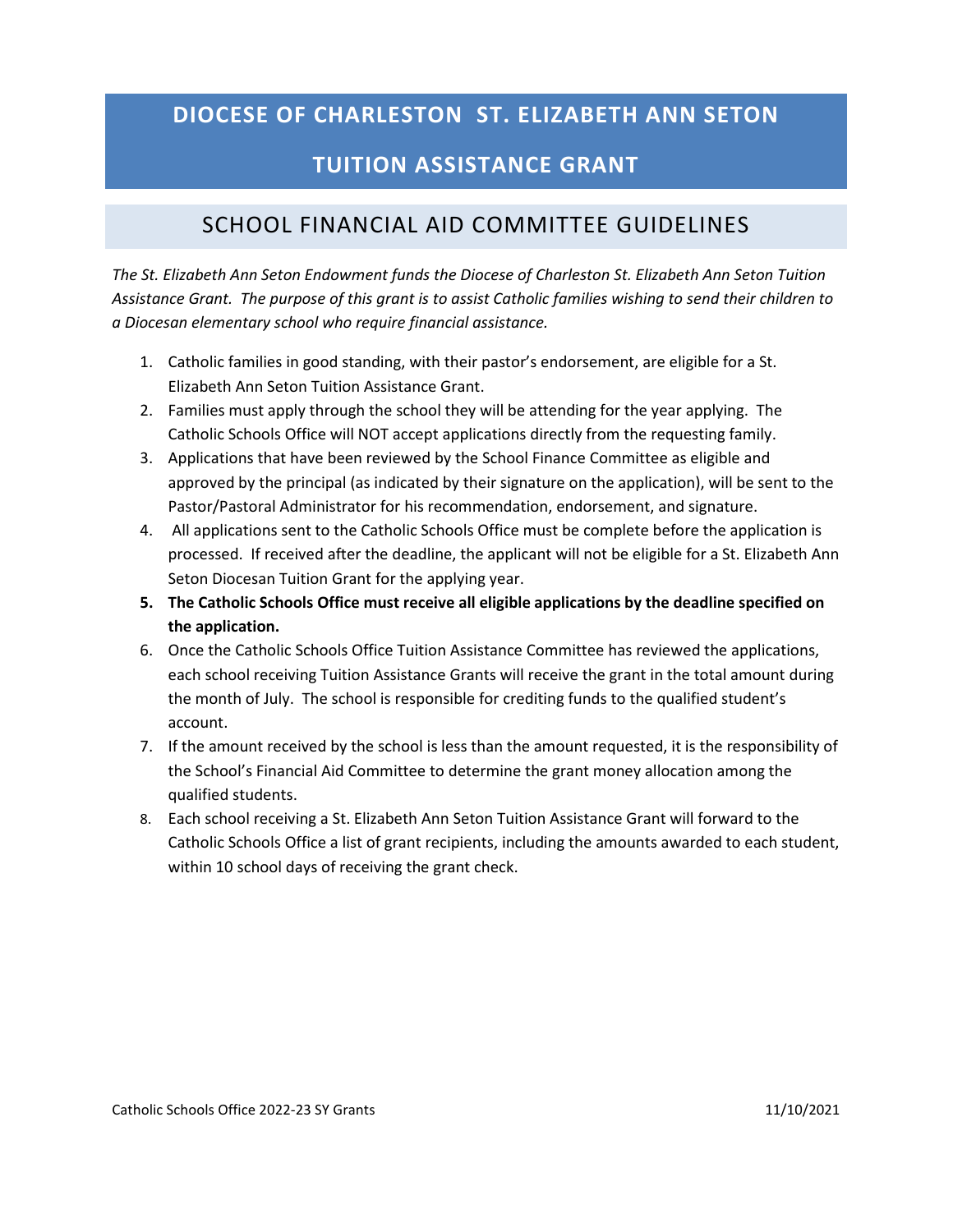# DIOCESE OF CHARLESTON ST. ELIZABETH ANN SETON TUITION ASSISTANCE GRANT

## SCHOOL FINANCIAL AID COMMITTEE GUIDELINES

*The St. Elizabeth Ann Seton Endowment funds the Diocese of Charleston St. Elizabeth Ann Seton Tuition Assistance Grant. The purpose of this grant is to assist Catholic families wishing to send their children to a Diocesan elementary school who require financial assistance.*

1. Catholic families in good standing, with their pastor's endorsement, are eligible for a St. Elizabeth Ann Seton Tuition Assistance Grant.
2. Families must apply through the school they will be attending for the year applying. The Catholic Schools Office will NOT accept applications directly from the requesting family.
3. Applications that have been reviewed by the School Finance Committee as eligible and approved by the principal (as indicated by their signature on the application), will be sent to the Pastor/Pastoral Administrator for his recommendation, endorsement, and signature.
4. All applications sent to the Catholic Schools Office must be complete before the application is processed. If received after the deadline, the applicant will not be eligible for a St. Elizabeth Ann Seton Diocesan Tuition Grant for the applying year.
5. **The Catholic Schools Office must receive all eligible applications by the deadline specified on the application.**
6. Once the Catholic Schools Office Tuition Assistance Committee has reviewed the applications, each school receiving Tuition Assistance Grants will receive the grant in the total amount during the month of July. The school is responsible for crediting funds to the qualified student's account.
7. If the amount received by the school is less than the amount requested, it is the responsibility of the School's Financial Aid Committee to determine the grant money allocation among the qualified students.
8. Each school receiving a St. Elizabeth Ann Seton Tuition Assistance Grant will forward to the Catholic Schools Office a list of grant recipients, including the amounts awarded to each student, within 10 school days of receiving the grant check.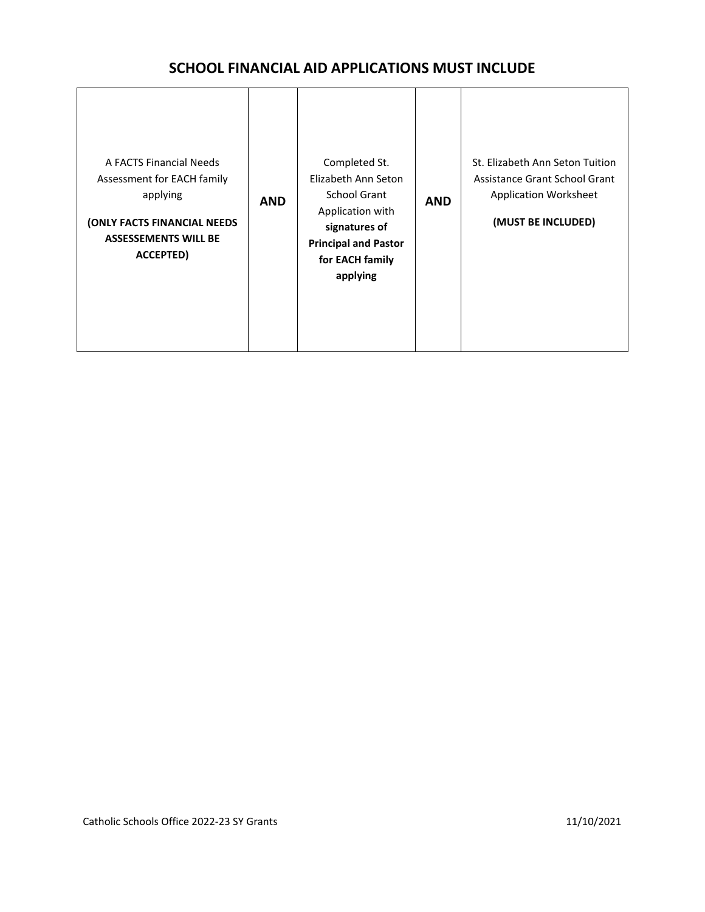## SCHOOL FINANCIAL AID APPLICATIONS MUST INCLUDE

| A FACTS Financial Needs Assessment for EACH family applying<br><br>**(ONLY FACTS FINANCIAL NEEDS ASSESSEMENTS WILL BE ACCEPTED)** | **AND** | Completed St. Elizabeth Ann Seton School Grant Application with **signatures of Principal and Pastor for EACH family applying** | **AND** | St. Elizabeth Ann Seton Tuition Assistance Grant School Grant Application Worksheet<br><br>**(MUST BE INCLUDED)** |
|---|---|---|---|---|

Catholic Schools Office 2022-23 SY Grants 11/10/2021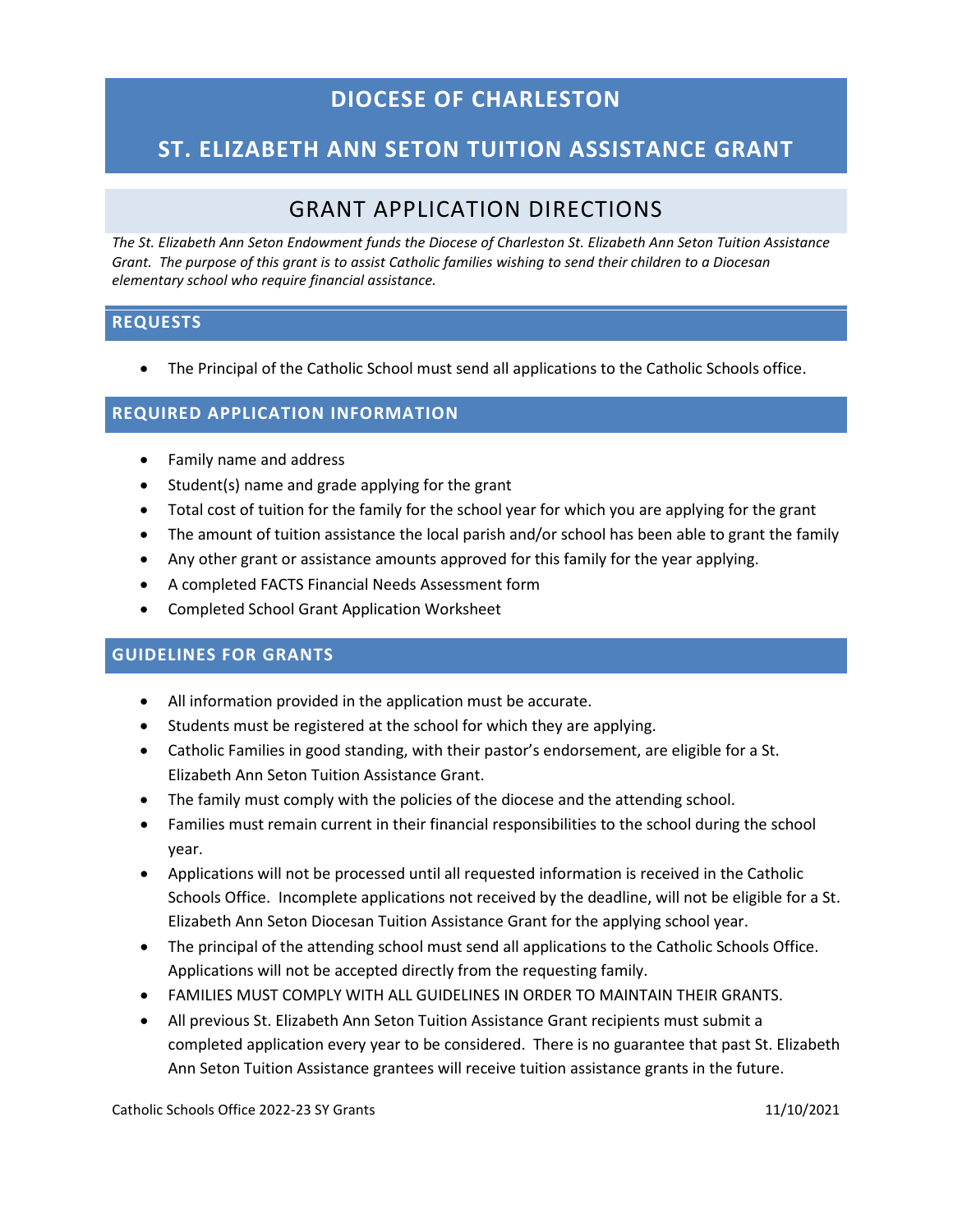# DIOCESE OF CHARLESTON

# ST. ELIZABETH ANN SETON TUITION ASSISTANCE GRANT

## GRANT APPLICATION DIRECTIONS

*The St. Elizabeth Ann Seton Endowment funds the Diocese of Charleston St. Elizabeth Ann Seton Tuition Assistance Grant. The purpose of this grant is to assist Catholic families wishing to send their children to a Diocesan elementary school who require financial assistance.*

### REQUESTS

- The Principal of the Catholic School must send all applications to the Catholic Schools office.

### REQUIRED APPLICATION INFORMATION

- Family name and address
- Student(s) name and grade applying for the grant
- Total cost of tuition for the family for the school year for which you are applying for the grant
- The amount of tuition assistance the local parish and/or school has been able to grant the family
- Any other grant or assistance amounts approved for this family for the year applying.
- A completed FACTS Financial Needs Assessment form
- Completed School Grant Application Worksheet

### GUIDELINES FOR GRANTS

- All information provided in the application must be accurate.
- Students must be registered at the school for which they are applying.
- Catholic Families in good standing, with their pastor's endorsement, are eligible for a St. Elizabeth Ann Seton Tuition Assistance Grant.
- The family must comply with the policies of the diocese and the attending school.
- Families must remain current in their financial responsibilities to the school during the school year.
- Applications will not be processed until all requested information is received in the Catholic Schools Office. Incomplete applications not received by the deadline, will not be eligible for a St. Elizabeth Ann Seton Diocesan Tuition Assistance Grant for the applying school year.
- The principal of the attending school must send all applications to the Catholic Schools Office. Applications will not be accepted directly from the requesting family.
- FAMILIES MUST COMPLY WITH ALL GUIDELINES IN ORDER TO MAINTAIN THEIR GRANTS.
- All previous St. Elizabeth Ann Seton Tuition Assistance Grant recipients must submit a completed application every year to be considered. There is no guarantee that past St. Elizabeth Ann Seton Tuition Assistance grantees will receive tuition assistance grants in the future.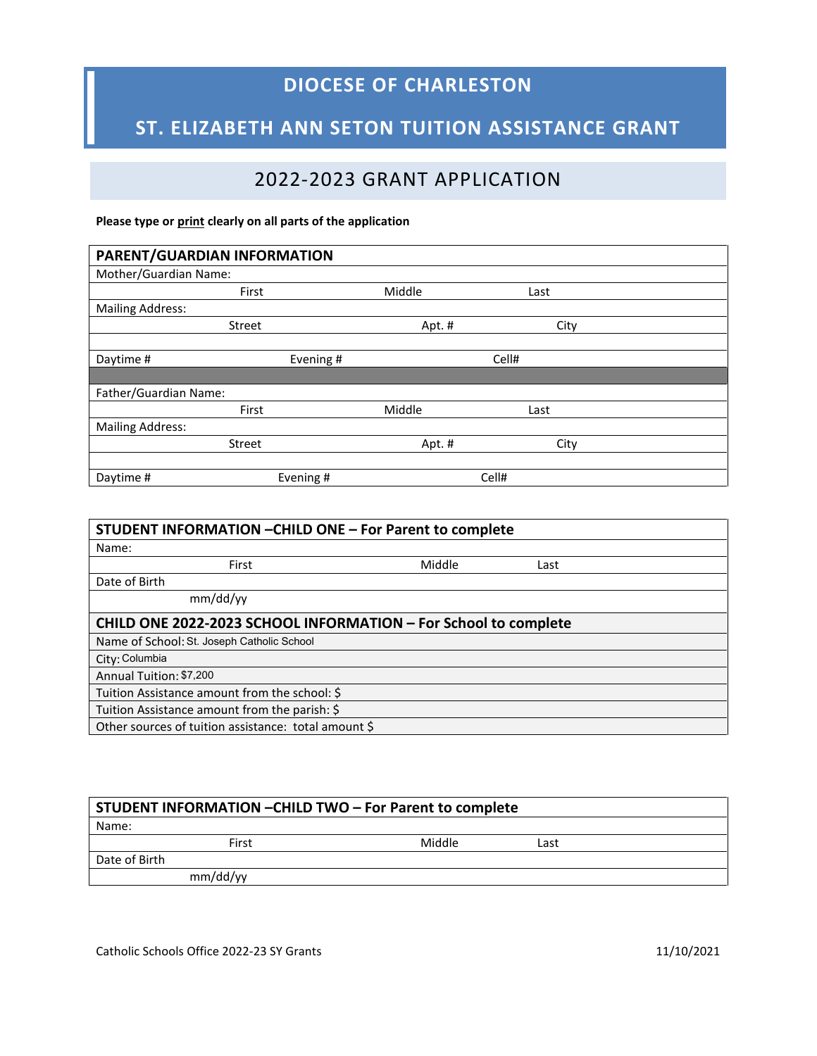# DIOCESE OF CHARLESTON

## ST. ELIZABETH ANN SETON TUITION ASSISTANCE GRANT

## 2022-2023 GRANT APPLICATION

**Please type or print clearly on all parts of the application**

| PARENT/GUARDIAN INFORMATION | | |
|---|---|---|
| Mother/Guardian Name: | | |
| First | Middle | Last |
| Mailing Address: | | |
| Street | Apt. # | City |
| | | |
| Daytime # | Evening # | Cell# |
| | | |
| Father/Guardian Name: | | |
| First | Middle | Last |
| Mailing Address: | | |
| Street | Apt. # | City |
| | | |
| Daytime # | Evening # | Cell# |

| STUDENT INFORMATION –CHILD ONE – For Parent to complete | | |
|---|---|---|
| Name: | | |
| First | Middle | Last |
| Date of Birth | | |
| mm/dd/yy | | |
| **CHILD ONE 2022-2023 SCHOOL INFORMATION – For School to complete** | | |
| Name of School: St. Joseph Catholic School | | |
| City: Columbia | | |
| Annual Tuition: $7,200 | | |
| Tuition Assistance amount from the school: $ | | |
| Tuition Assistance amount from the parish: $ | | |
| Other sources of tuition assistance: total amount $ | | |

| STUDENT INFORMATION –CHILD TWO – For Parent to complete | | |
|---|---|---|
| Name: | | |
| First | Middle | Last |
| Date of Birth | | |
| mm/dd/yy | | |

Catholic Schools Office 2022-23 SY Grants 11/10/2021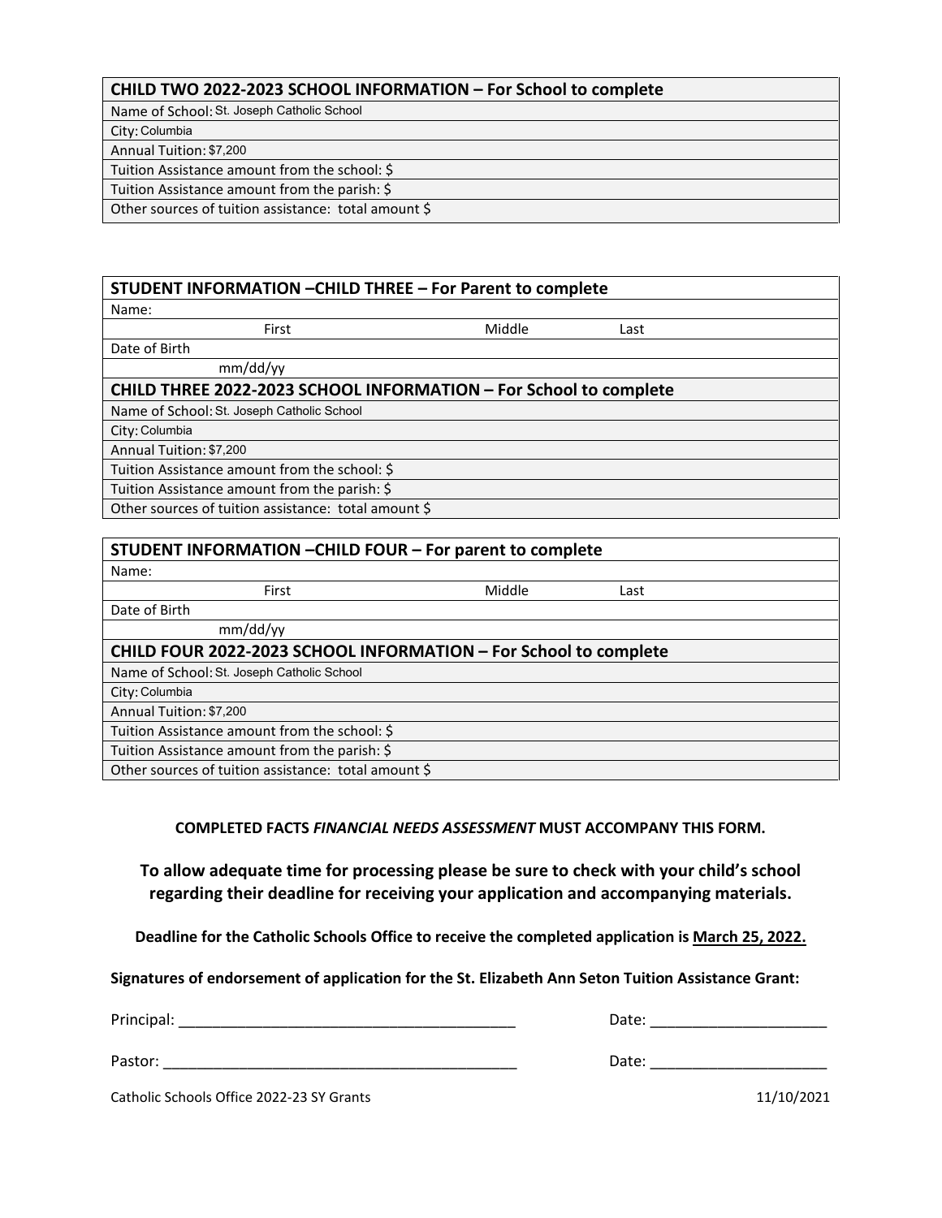| CHILD TWO 2022-2023 SCHOOL INFORMATION – For School to complete |
|---|
| Name of School: St. Joseph Catholic School |
| City: Columbia |
| Annual Tuition: $7,200 |
| Tuition Assistance amount from the school: $ |
| Tuition Assistance amount from the parish: $ |
| Other sources of tuition assistance: total amount $ |

| STUDENT INFORMATION –CHILD THREE – For Parent to complete | | |
|---|---|---|
| Name: | | |
| First | Middle | Last |
| Date of Birth | | |
| mm/dd/yy | | |
| **CHILD THREE 2022-2023 SCHOOL INFORMATION – For School to complete** | | |
| Name of School: St. Joseph Catholic School | | |
| City: Columbia | | |
| Annual Tuition: $7,200 | | |
| Tuition Assistance amount from the school: $ | | |
| Tuition Assistance amount from the parish: $ | | |
| Other sources of tuition assistance: total amount $ | | |

| STUDENT INFORMATION –CHILD FOUR – For parent to complete | | |
|---|---|---|
| Name: | | |
| First | Middle | Last |
| Date of Birth | | |
| mm/dd/yy | | |
| **CHILD FOUR 2022-2023 SCHOOL INFORMATION – For School to complete** | | |
| Name of School: St. Joseph Catholic School | | |
| City: Columbia | | |
| Annual Tuition: $7,200 | | |
| Tuition Assistance amount from the school: $ | | |
| Tuition Assistance amount from the parish: $ | | |
| Other sources of tuition assistance: total amount $ | | |

**COMPLETED FACTS *FINANCIAL NEEDS ASSESSMENT* MUST ACCOMPANY THIS FORM.**

**To allow adequate time for processing please be sure to check with your child's school regarding their deadline for receiving your application and accompanying materials.**

**Deadline for the Catholic Schools Office to receive the completed application is March 25, 2022.**

**Signatures of endorsement of application for the St. Elizabeth Ann Seton Tuition Assistance Grant:**

Principal: ________________________________________ Date: _____________________

Pastor: ___________________________________________ Date: _____________________

Catholic Schools Office 2022-23 SY Grants 11/10/2021